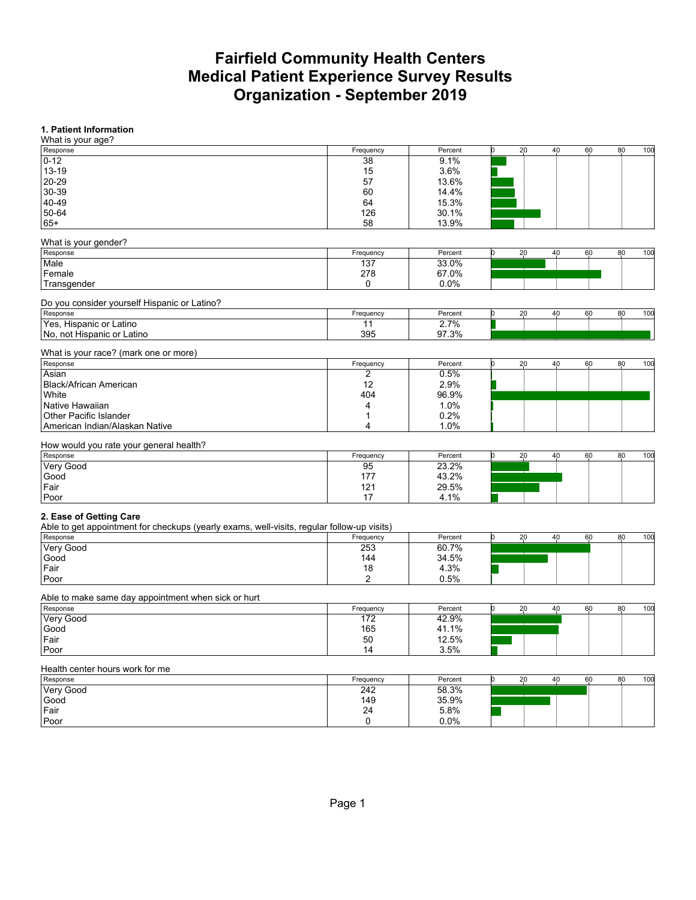# Fairfield Community Health Centers
# Medical Patient Experience Survey Results
# Organization - September 2019

### 1. Patient Information

What is your age?

| Response | Frequency | Percent |
|---|---|---|
| 0-12 | 38 | 9.1% |
| 13-19 | 15 | 3.6% |
| 20-29 | 57 | 13.6% |
| 30-39 | 60 | 14.4% |
| 40-49 | 64 | 15.3% |
| 50-64 | 126 | 30.1% |
| 65+ | 58 | 13.9% |

What is your gender?

| Response | Frequency | Percent |
|---|---|---|
| Male | 137 | 33.0% |
| Female | 278 | 67.0% |
| Transgender | 0 | 0.0% |

Do you consider yourself Hispanic or Latino?

| Response | Frequency | Percent |
|---|---|---|
| Yes, Hispanic or Latino | 11 | 2.7% |
| No, not Hispanic or Latino | 395 | 97.3% |

What is your race? (mark one or more)

| Response | Frequency | Percent |
|---|---|---|
| Asian | 2 | 0.5% |
| Black/African American | 12 | 2.9% |
| White | 404 | 96.9% |
| Native Hawaiian | 4 | 1.0% |
| Other Pacific Islander | 1 | 0.2% |
| American Indian/Alaskan Native | 4 | 1.0% |

How would you rate your general health?

| Response | Frequency | Percent |
|---|---|---|
| Very Good | 95 | 23.2% |
| Good | 177 | 43.2% |
| Fair | 121 | 29.5% |
| Poor | 17 | 4.1% |

### 2. Ease of Getting Care

Able to get appointment for checkups (yearly exams, well-visits, regular follow-up visits)

| Response | Frequency | Percent |
|---|---|---|
| Very Good | 253 | 60.7% |
| Good | 144 | 34.5% |
| Fair | 18 | 4.3% |
| Poor | 2 | 0.5% |

Able to make same day appointment when sick or hurt

| Response | Frequency | Percent |
|---|---|---|
| Very Good | 172 | 42.9% |
| Good | 165 | 41.1% |
| Fair | 50 | 12.5% |
| Poor | 14 | 3.5% |

Health center hours work for me

| Response | Frequency | Percent |
|---|---|---|
| Very Good | 242 | 58.3% |
| Good | 149 | 35.9% |
| Fair | 24 | 5.8% |
| Poor | 0 | 0.0% |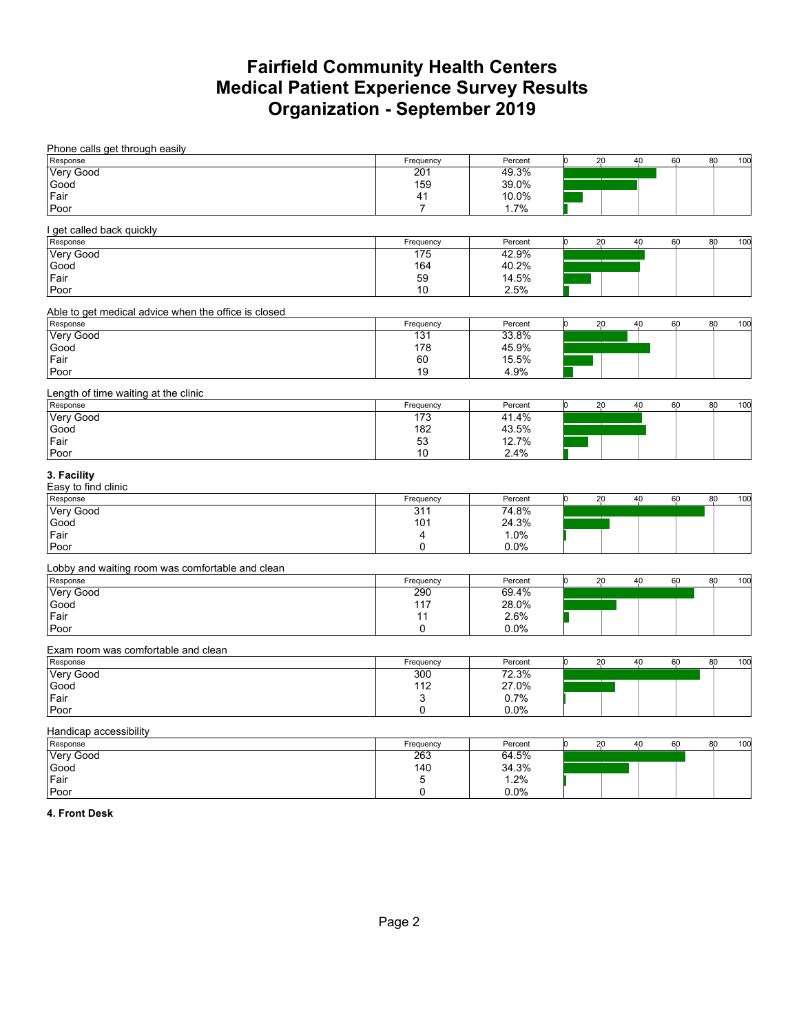# Fairfield Community Health Centers
# Medical Patient Experience Survey Results
# Organization - September 2019

Phone calls get through easily

| Response | Frequency | Percent |
|---|---|---|
| Very Good | 201 | 49.3% |
| Good | 159 | 39.0% |
| Fair | 41 | 10.0% |
| Poor | 7 | 1.7% |

0 20 40 60 80 100

I get called back quickly

| Response | Frequency | Percent |
|---|---|---|
| Very Good | 175 | 42.9% |
| Good | 164 | 40.2% |
| Fair | 59 | 14.5% |
| Poor | 10 | 2.5% |

0 20 40 60 80 100

Able to get medical advice when the office is closed

| Response | Frequency | Percent |
|---|---|---|
| Very Good | 131 | 33.8% |
| Good | 178 | 45.9% |
| Fair | 60 | 15.5% |
| Poor | 19 | 4.9% |

0 20 40 60 80 100

Length of time waiting at the clinic

| Response | Frequency | Percent |
|---|---|---|
| Very Good | 173 | 41.4% |
| Good | 182 | 43.5% |
| Fair | 53 | 12.7% |
| Poor | 10 | 2.4% |

0 20 40 60 80 100

**3. Facility**

Easy to find clinic

| Response | Frequency | Percent |
|---|---|---|
| Very Good | 311 | 74.8% |
| Good | 101 | 24.3% |
| Fair | 4 | 1.0% |
| Poor | 0 | 0.0% |

0 20 40 60 80 100

Lobby and waiting room was comfortable and clean

| Response | Frequency | Percent |
|---|---|---|
| Very Good | 290 | 69.4% |
| Good | 117 | 28.0% |
| Fair | 11 | 2.6% |
| Poor | 0 | 0.0% |

0 20 40 60 80 100

Exam room was comfortable and clean

| Response | Frequency | Percent |
|---|---|---|
| Very Good | 300 | 72.3% |
| Good | 112 | 27.0% |
| Fair | 3 | 0.7% |
| Poor | 0 | 0.0% |

0 20 40 60 80 100

Handicap accessibility

| Response | Frequency | Percent |
|---|---|---|
| Very Good | 263 | 64.5% |
| Good | 140 | 34.3% |
| Fair | 5 | 1.2% |
| Poor | 0 | 0.0% |

0 20 40 60 80 100

**4. Front Desk**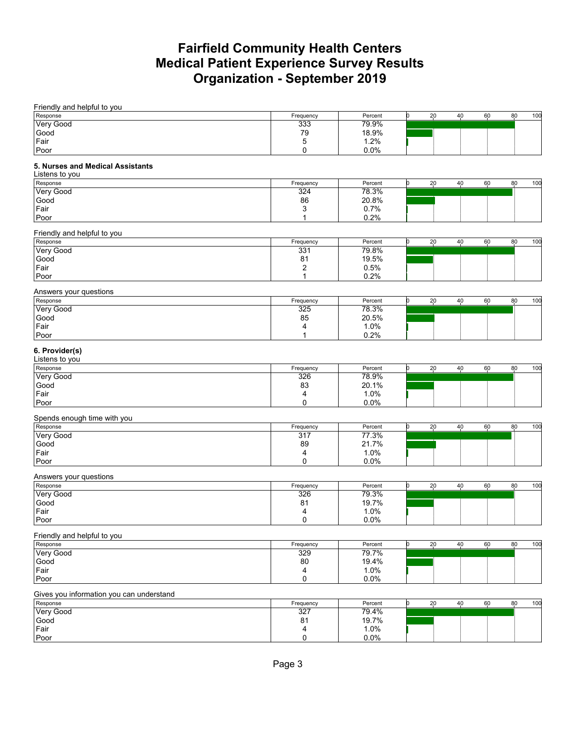# Fairfield Community Health Centers
# Medical Patient Experience Survey Results
# Organization - September 2019

Friendly and helpful to you

| Response | Frequency | Percent |
|---|---|---|
| Very Good | 333 | 79.9% |
| Good | 79 | 18.9% |
| Fair | 5 | 1.2% |
| Poor | 0 | 0.0% |

0 20 40 60 80 100

### 5. Nurses and Medical Assistants

Listens to you

| Response | Frequency | Percent |
|---|---|---|
| Very Good | 324 | 78.3% |
| Good | 86 | 20.8% |
| Fair | 3 | 0.7% |
| Poor | 1 | 0.2% |

0 20 40 60 80 100

Friendly and helpful to you

| Response | Frequency | Percent |
|---|---|---|
| Very Good | 331 | 79.8% |
| Good | 81 | 19.5% |
| Fair | 2 | 0.5% |
| Poor | 1 | 0.2% |

0 20 40 60 80 100

Answers your questions

| Response | Frequency | Percent |
|---|---|---|
| Very Good | 325 | 78.3% |
| Good | 85 | 20.5% |
| Fair | 4 | 1.0% |
| Poor | 1 | 0.2% |

0 20 40 60 80 100

### 6. Provider(s)

Listens to you

| Response | Frequency | Percent |
|---|---|---|
| Very Good | 326 | 78.9% |
| Good | 83 | 20.1% |
| Fair | 4 | 1.0% |
| Poor | 0 | 0.0% |

0 20 40 60 80 100

Spends enough time with you

| Response | Frequency | Percent |
|---|---|---|
| Very Good | 317 | 77.3% |
| Good | 89 | 21.7% |
| Fair | 4 | 1.0% |
| Poor | 0 | 0.0% |

0 20 40 60 80 100

Answers your questions

| Response | Frequency | Percent |
|---|---|---|
| Very Good | 326 | 79.3% |
| Good | 81 | 19.7% |
| Fair | 4 | 1.0% |
| Poor | 0 | 0.0% |

0 20 40 60 80 100

Friendly and helpful to you

| Response | Frequency | Percent |
|---|---|---|
| Very Good | 329 | 79.7% |
| Good | 80 | 19.4% |
| Fair | 4 | 1.0% |
| Poor | 0 | 0.0% |

0 20 40 60 80 100

Gives you information you can understand

| Response | Frequency | Percent |
|---|---|---|
| Very Good | 327 | 79.4% |
| Good | 81 | 19.7% |
| Fair | 4 | 1.0% |
| Poor | 0 | 0.0% |

0 20 40 60 80 100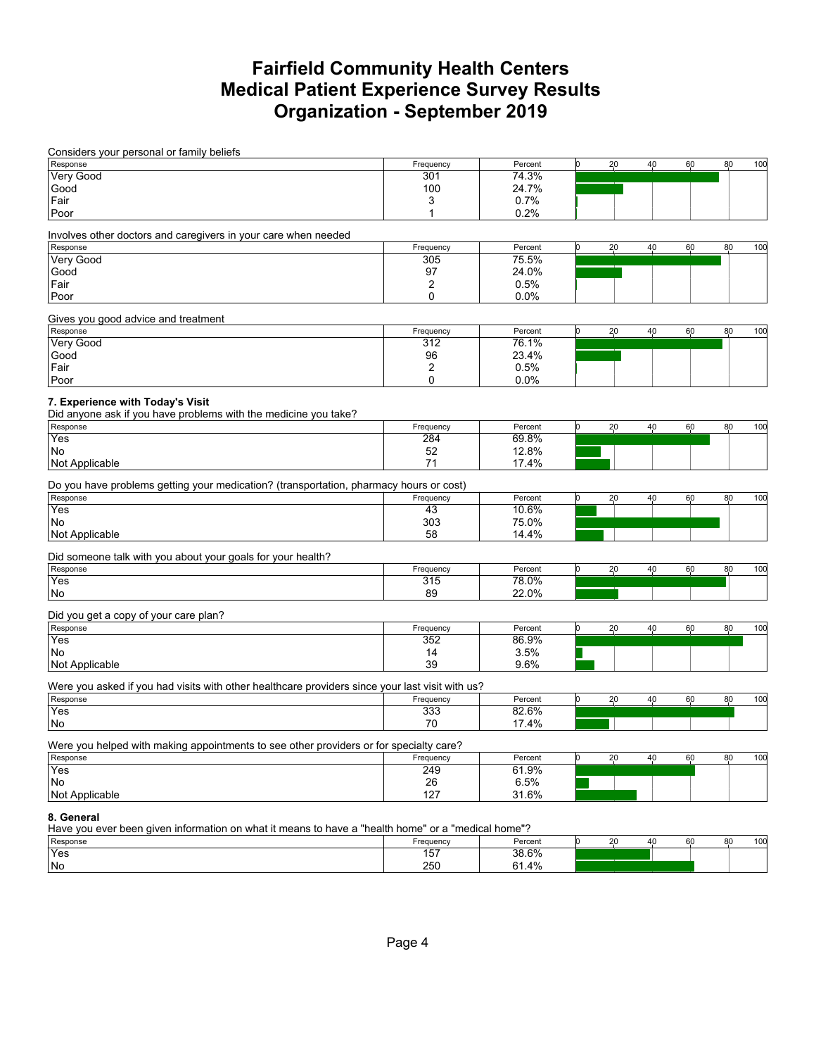# Fairfield Community Health Centers
# Medical Patient Experience Survey Results
# Organization - September 2019

Considers your personal or family beliefs

| Response | Frequency | Percent |
|---|---|---|
| Very Good | 301 | 74.3% |
| Good | 100 | 24.7% |
| Fair | 3 | 0.7% |
| Poor | 1 | 0.2% |

Involves other doctors and caregivers in your care when needed

| Response | Frequency | Percent |
|---|---|---|
| Very Good | 305 | 75.5% |
| Good | 97 | 24.0% |
| Fair | 2 | 0.5% |
| Poor | 0 | 0.0% |

Gives you good advice and treatment

| Response | Frequency | Percent |
|---|---|---|
| Very Good | 312 | 76.1% |
| Good | 96 | 23.4% |
| Fair | 2 | 0.5% |
| Poor | 0 | 0.0% |

### 7. Experience with Today's Visit

Did anyone ask if you have problems with the medicine you take?

| Response | Frequency | Percent |
|---|---|---|
| Yes | 284 | 69.8% |
| No | 52 | 12.8% |
| Not Applicable | 71 | 17.4% |

Do you have problems getting your medication? (transportation, pharmacy hours or cost)

| Response | Frequency | Percent |
|---|---|---|
| Yes | 43 | 10.6% |
| No | 303 | 75.0% |
| Not Applicable | 58 | 14.4% |

Did someone talk with you about your goals for your health?

| Response | Frequency | Percent |
|---|---|---|
| Yes | 315 | 78.0% |
| No | 89 | 22.0% |

Did you get a copy of your care plan?

| Response | Frequency | Percent |
|---|---|---|
| Yes | 352 | 86.9% |
| No | 14 | 3.5% |
| Not Applicable | 39 | 9.6% |

Were you asked if you had visits with other healthcare providers since your last visit with us?

| Response | Frequency | Percent |
|---|---|---|
| Yes | 333 | 82.6% |
| No | 70 | 17.4% |

Were you helped with making appointments to see other providers or for specialty care?

| Response | Frequency | Percent |
|---|---|---|
| Yes | 249 | 61.9% |
| No | 26 | 6.5% |
| Not Applicable | 127 | 31.6% |

### 8. General

Have you ever been given information on what it means to have a "health home" or a "medical home"?

| Response | Frequency | Percent |
|---|---|---|
| Yes | 157 | 38.6% |
| No | 250 | 61.4% |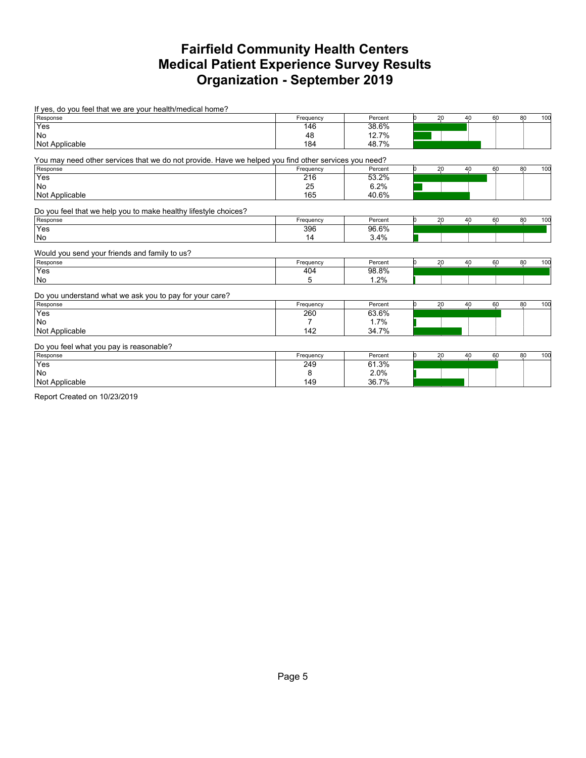# Fairfield Community Health Centers
# Medical Patient Experience Survey Results
# Organization - September 2019

If yes, do you feel that we are your health/medical home?

| Response | Frequency | Percent |
|---|---|---|
| Yes | 146 | 38.6% |
| No | 48 | 12.7% |
| Not Applicable | 184 | 48.7% |

You may need other services that we do not provide. Have we helped you find other services you need?

| Response | Frequency | Percent |
|---|---|---|
| Yes | 216 | 53.2% |
| No | 25 | 6.2% |
| Not Applicable | 165 | 40.6% |

Do you feel that we help you to make healthy lifestyle choices?

| Response | Frequency | Percent |
|---|---|---|
| Yes | 396 | 96.6% |
| No | 14 | 3.4% |

Would you send your friends and family to us?

| Response | Frequency | Percent |
|---|---|---|
| Yes | 404 | 98.8% |
| No | 5 | 1.2% |

Do you understand what we ask you to pay for your care?

| Response | Frequency | Percent |
|---|---|---|
| Yes | 260 | 63.6% |
| No | 7 | 1.7% |
| Not Applicable | 142 | 34.7% |

Do you feel what you pay is reasonable?

| Response | Frequency | Percent |
|---|---|---|
| Yes | 249 | 61.3% |
| No | 8 | 2.0% |
| Not Applicable | 149 | 36.7% |

Report Created on 10/23/2019